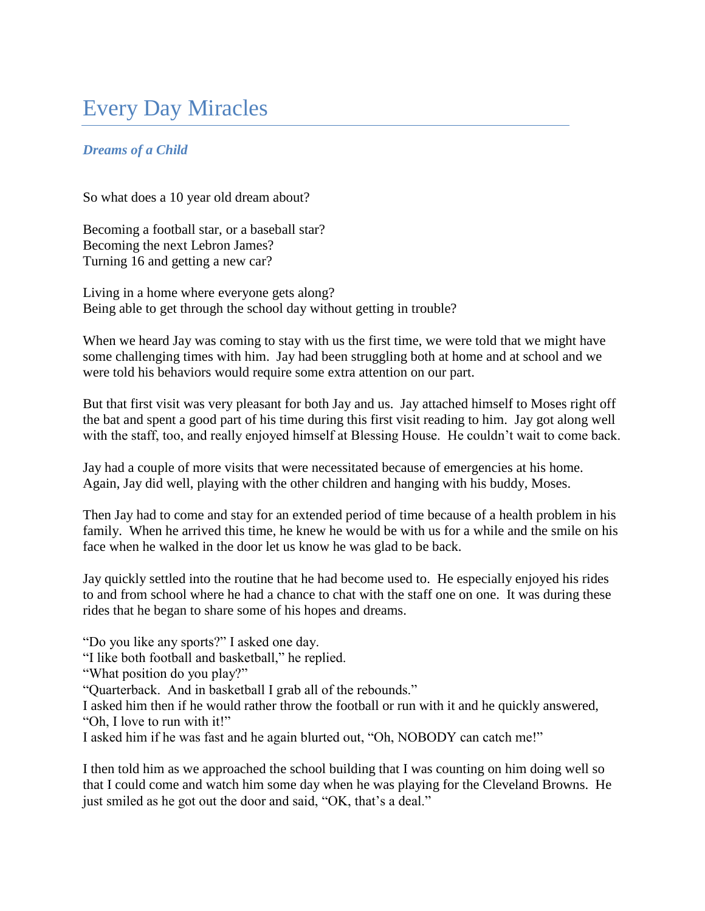# Every Day Miracles

### *Dreams of a Child*

So what does a 10 year old dream about?

Becoming a football star, or a baseball star?
Becoming the next Lebron James?
Turning 16 and getting a new car?

Living in a home where everyone gets along?
Being able to get through the school day without getting in trouble?

When we heard Jay was coming to stay with us the first time, we were told that we might have some challenging times with him. Jay had been struggling both at home and at school and we were told his behaviors would require some extra attention on our part.

But that first visit was very pleasant for both Jay and us. Jay attached himself to Moses right off the bat and spent a good part of his time during this first visit reading to him. Jay got along well with the staff, too, and really enjoyed himself at Blessing House. He couldn't wait to come back.

Jay had a couple of more visits that were necessitated because of emergencies at his home. Again, Jay did well, playing with the other children and hanging with his buddy, Moses.

Then Jay had to come and stay for an extended period of time because of a health problem in his family. When he arrived this time, he knew he would be with us for a while and the smile on his face when he walked in the door let us know he was glad to be back.

Jay quickly settled into the routine that he had become used to. He especially enjoyed his rides to and from school where he had a chance to chat with the staff one on one. It was during these rides that he began to share some of his hopes and dreams.

"Do you like any sports?" I asked one day.
"I like both football and basketball," he replied.
"What position do you play?"
"Quarterback. And in basketball I grab all of the rebounds."
I asked him then if he would rather throw the football or run with it and he quickly answered, "Oh, I love to run with it!"
I asked him if he was fast and he again blurted out, "Oh, NOBODY can catch me!"

I then told him as we approached the school building that I was counting on him doing well so that I could come and watch him some day when he was playing for the Cleveland Browns. He just smiled as he got out the door and said, "OK, that's a deal."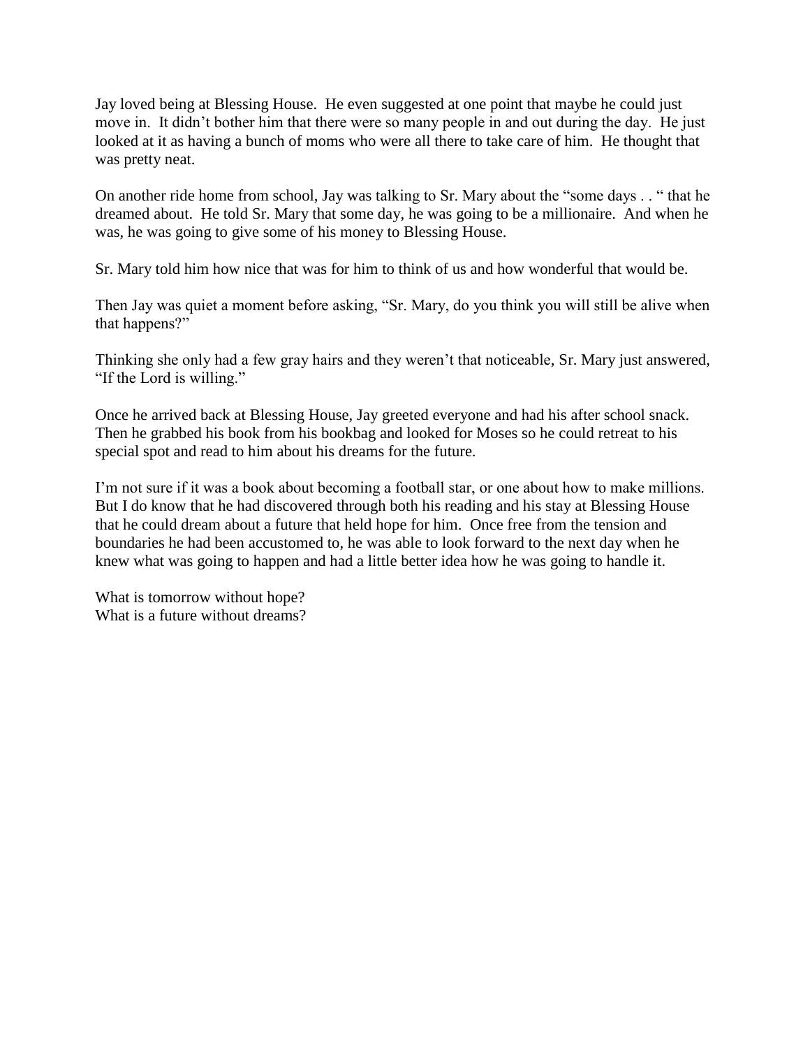Jay loved being at Blessing House. He even suggested at one point that maybe he could just move in. It didn't bother him that there were so many people in and out during the day. He just looked at it as having a bunch of moms who were all there to take care of him. He thought that was pretty neat.

On another ride home from school, Jay was talking to Sr. Mary about the "some days . . " that he dreamed about. He told Sr. Mary that some day, he was going to be a millionaire. And when he was, he was going to give some of his money to Blessing House.

Sr. Mary told him how nice that was for him to think of us and how wonderful that would be.

Then Jay was quiet a moment before asking, "Sr. Mary, do you think you will still be alive when that happens?"

Thinking she only had a few gray hairs and they weren't that noticeable, Sr. Mary just answered, "If the Lord is willing."

Once he arrived back at Blessing House, Jay greeted everyone and had his after school snack. Then he grabbed his book from his bookbag and looked for Moses so he could retreat to his special spot and read to him about his dreams for the future.

I'm not sure if it was a book about becoming a football star, or one about how to make millions. But I do know that he had discovered through both his reading and his stay at Blessing House that he could dream about a future that held hope for him. Once free from the tension and boundaries he had been accustomed to, he was able to look forward to the next day when he knew what was going to happen and had a little better idea how he was going to handle it.

What is tomorrow without hope?
What is a future without dreams?